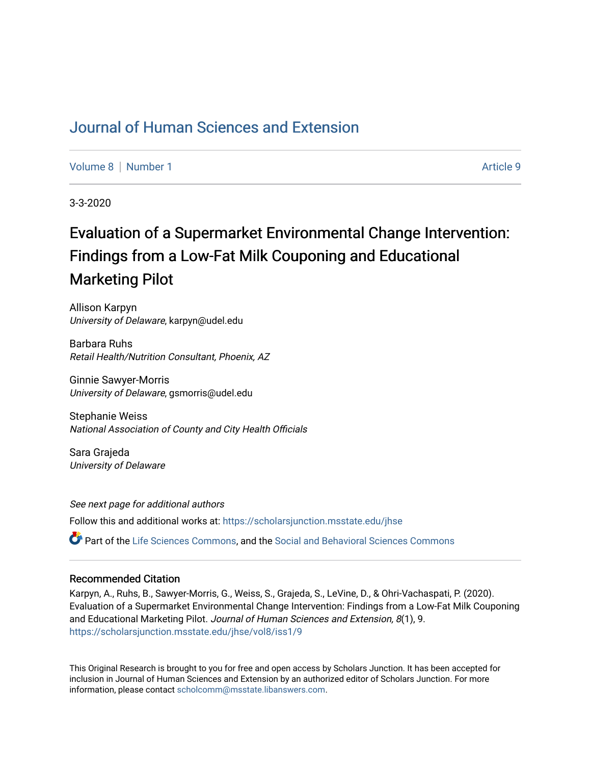# Journal of Human Sciences and Extension

Volume 8 | Number 1 Article 9

3-3-2020

## Evaluation of a Supermarket Environmental Change Intervention: Findings from a Low-Fat Milk Couponing and Educational Marketing Pilot

Allison Karpyn
*University of Delaware*, karpyn@udel.edu

Barbara Ruhs
*Retail Health/Nutrition Consultant, Phoenix, AZ*

Ginnie Sawyer-Morris
*University of Delaware*, gsmorris@udel.edu

Stephanie Weiss
*National Association of County and City Health Officials*

Sara Grajeda
*University of Delaware*

*See next page for additional authors*

Follow this and additional works at: https://scholarsjunction.msstate.edu/jhse

Part of the Life Sciences Commons, and the Social and Behavioral Sciences Commons

### Recommended Citation

Karpyn, A., Ruhs, B., Sawyer-Morris, G., Weiss, S., Grajeda, S., LeVine, D., & Ohri-Vachaspati, P. (2020). Evaluation of a Supermarket Environmental Change Intervention: Findings from a Low-Fat Milk Couponing and Educational Marketing Pilot. *Journal of Human Sciences and Extension, 8*(1), 9. https://scholarsjunction.msstate.edu/jhse/vol8/iss1/9

This Original Research is brought to you for free and open access by Scholars Junction. It has been accepted for inclusion in Journal of Human Sciences and Extension by an authorized editor of Scholars Junction. For more information, please contact scholcomm@msstate.libanswers.com.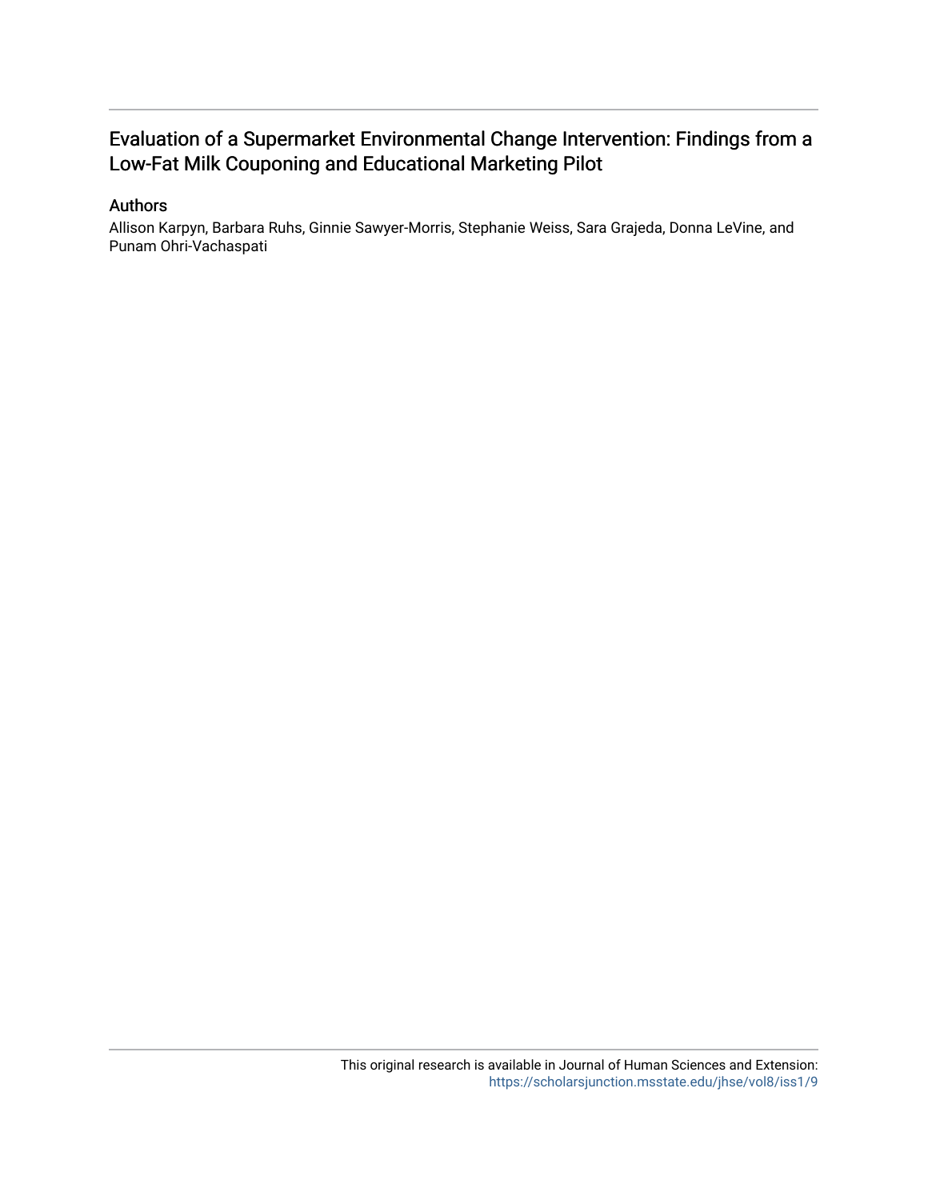# Evaluation of a Supermarket Environmental Change Intervention: Findings from a Low-Fat Milk Couponing and Educational Marketing Pilot

## Authors

Allison Karpyn, Barbara Ruhs, Ginnie Sawyer-Morris, Stephanie Weiss, Sara Grajeda, Donna LeVine, and Punam Ohri-Vachaspati

This original research is available in Journal of Human Sciences and Extension: https://scholarsjunction.msstate.edu/jhse/vol8/iss1/9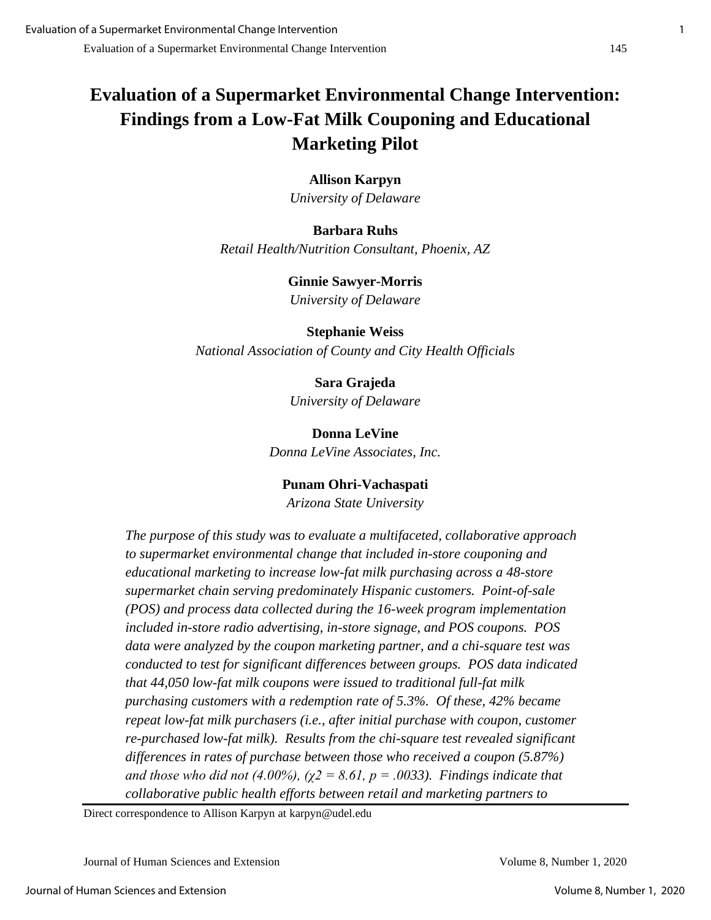# Evaluation of a Supermarket Environmental Change Intervention: Findings from a Low-Fat Milk Couponing and Educational Marketing Pilot

**Allison Karpyn**
*University of Delaware*

**Barbara Ruhs**
*Retail Health/Nutrition Consultant, Phoenix, AZ*

**Ginnie Sawyer-Morris**
*University of Delaware*

**Stephanie Weiss**
*National Association of County and City Health Officials*

**Sara Grajeda**
*University of Delaware*

**Donna LeVine**
*Donna LeVine Associates, Inc.*

**Punam Ohri-Vachaspati**
*Arizona State University*

*The purpose of this study was to evaluate a multifaceted, collaborative approach to supermarket environmental change that included in-store couponing and educational marketing to increase low-fat milk purchasing across a 48-store supermarket chain serving predominately Hispanic customers. Point-of-sale (POS) and process data collected during the 16-week program implementation included in-store radio advertising, in-store signage, and POS coupons. POS data were analyzed by the coupon marketing partner, and a chi-square test was conducted to test for significant differences between groups. POS data indicated that 44,050 low-fat milk coupons were issued to traditional full-fat milk purchasing customers with a redemption rate of 5.3%. Of these, 42% became repeat low-fat milk purchasers (i.e., after initial purchase with coupon, customer re-purchased low-fat milk). Results from the chi-square test revealed significant differences in rates of purchase between those who received a coupon (5.87%) and those who did not (4.00%), ($\chi 2 = 8.61$, $p = .0033$). Findings indicate that collaborative public health efforts between retail and marketing partners to*

Direct correspondence to Allison Karpyn at karpyn@udel.edu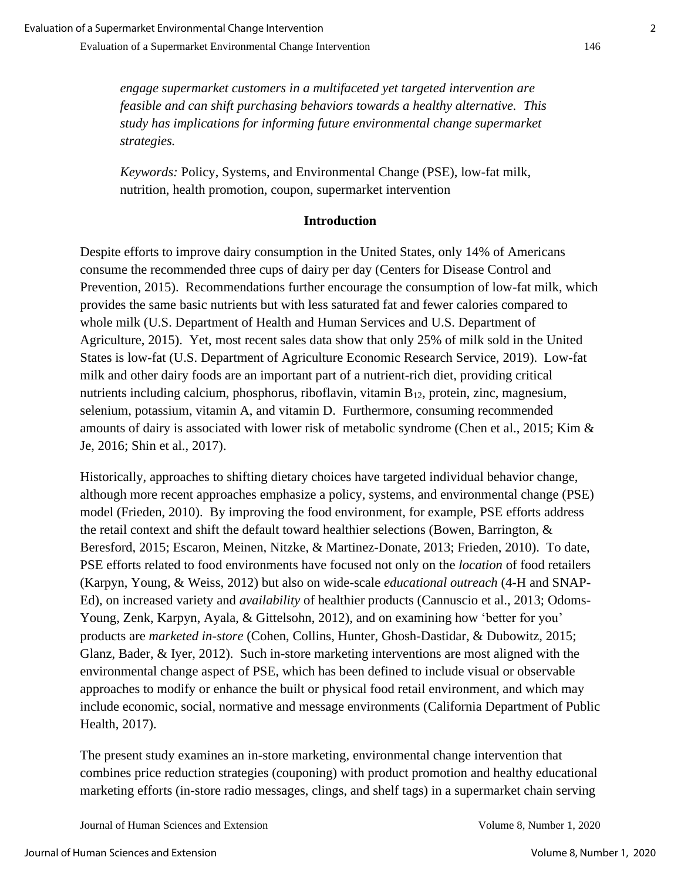*engage supermarket customers in a multifaceted yet targeted intervention are feasible and can shift purchasing behaviors towards a healthy alternative. This study has implications for informing future environmental change supermarket strategies.*

*Keywords:* Policy, Systems, and Environmental Change (PSE), low-fat milk, nutrition, health promotion, coupon, supermarket intervention

## Introduction

Despite efforts to improve dairy consumption in the United States, only 14% of Americans consume the recommended three cups of dairy per day (Centers for Disease Control and Prevention, 2015). Recommendations further encourage the consumption of low-fat milk, which provides the same basic nutrients but with less saturated fat and fewer calories compared to whole milk (U.S. Department of Health and Human Services and U.S. Department of Agriculture, 2015). Yet, most recent sales data show that only 25% of milk sold in the United States is low-fat (U.S. Department of Agriculture Economic Research Service, 2019). Low-fat milk and other dairy foods are an important part of a nutrient-rich diet, providing critical nutrients including calcium, phosphorus, riboflavin, vitamin $B_{12}$, protein, zinc, magnesium, selenium, potassium, vitamin A, and vitamin D. Furthermore, consuming recommended amounts of dairy is associated with lower risk of metabolic syndrome (Chen et al., 2015; Kim & Je, 2016; Shin et al., 2017).

Historically, approaches to shifting dietary choices have targeted individual behavior change, although more recent approaches emphasize a policy, systems, and environmental change (PSE) model (Frieden, 2010). By improving the food environment, for example, PSE efforts address the retail context and shift the default toward healthier selections (Bowen, Barrington, & Beresford, 2015; Escaron, Meinen, Nitzke, & Martinez-Donate, 2013; Frieden, 2010). To date, PSE efforts related to food environments have focused not only on the *location* of food retailers (Karpyn, Young, & Weiss, 2012) but also on wide-scale *educational outreach* (4-H and SNAP-Ed), on increased variety and *availability* of healthier products (Cannuscio et al., 2013; Odoms-Young, Zenk, Karpyn, Ayala, & Gittelsohn, 2012), and on examining how 'better for you' products are *marketed in-store* (Cohen, Collins, Hunter, Ghosh-Dastidar, & Dubowitz, 2015; Glanz, Bader, & Iyer, 2012). Such in-store marketing interventions are most aligned with the environmental change aspect of PSE, which has been defined to include visual or observable approaches to modify or enhance the built or physical food retail environment, and which may include economic, social, normative and message environments (California Department of Public Health, 2017).

The present study examines an in-store marketing, environmental change intervention that combines price reduction strategies (couponing) with product promotion and healthy educational marketing efforts (in-store radio messages, clings, and shelf tags) in a supermarket chain serving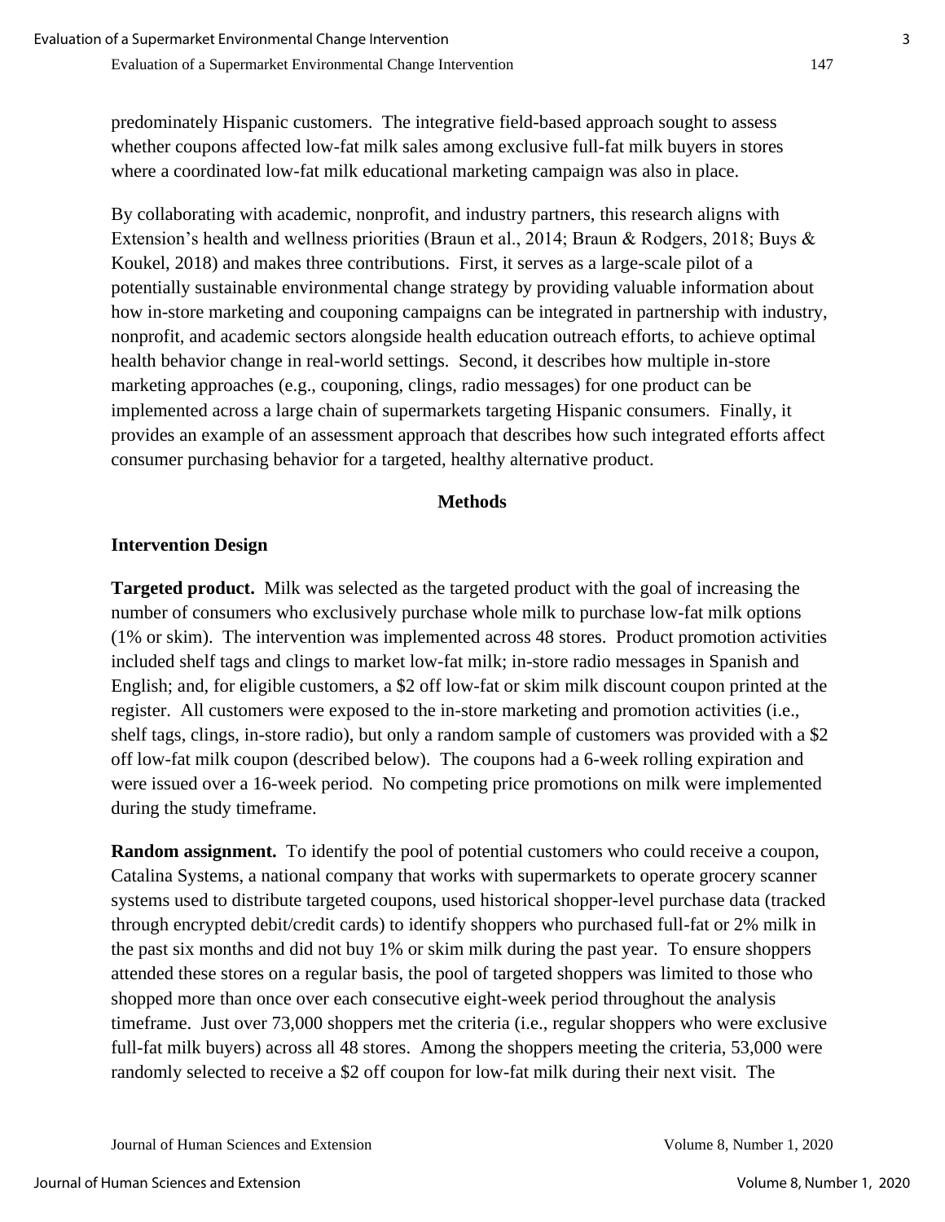predominately Hispanic customers. The integrative field-based approach sought to assess whether coupons affected low-fat milk sales among exclusive full-fat milk buyers in stores where a coordinated low-fat milk educational marketing campaign was also in place.

By collaborating with academic, nonprofit, and industry partners, this research aligns with Extension's health and wellness priorities (Braun et al., 2014; Braun & Rodgers, 2018; Buys & Koukel, 2018) and makes three contributions. First, it serves as a large-scale pilot of a potentially sustainable environmental change strategy by providing valuable information about how in-store marketing and couponing campaigns can be integrated in partnership with industry, nonprofit, and academic sectors alongside health education outreach efforts, to achieve optimal health behavior change in real-world settings. Second, it describes how multiple in-store marketing approaches (e.g., couponing, clings, radio messages) for one product can be implemented across a large chain of supermarkets targeting Hispanic consumers. Finally, it provides an example of an assessment approach that describes how such integrated efforts affect consumer purchasing behavior for a targeted, healthy alternative product.

## Methods

### Intervention Design

**Targeted product.** Milk was selected as the targeted product with the goal of increasing the number of consumers who exclusively purchase whole milk to purchase low-fat milk options (1% or skim). The intervention was implemented across 48 stores. Product promotion activities included shelf tags and clings to market low-fat milk; in-store radio messages in Spanish and English; and, for eligible customers, a $2 off low-fat or skim milk discount coupon printed at the register. All customers were exposed to the in-store marketing and promotion activities (i.e., shelf tags, clings, in-store radio), but only a random sample of customers was provided with a $2 off low-fat milk coupon (described below). The coupons had a 6-week rolling expiration and were issued over a 16-week period. No competing price promotions on milk were implemented during the study timeframe.

**Random assignment.** To identify the pool of potential customers who could receive a coupon, Catalina Systems, a national company that works with supermarkets to operate grocery scanner systems used to distribute targeted coupons, used historical shopper-level purchase data (tracked through encrypted debit/credit cards) to identify shoppers who purchased full-fat or 2% milk in the past six months and did not buy 1% or skim milk during the past year. To ensure shoppers attended these stores on a regular basis, the pool of targeted shoppers was limited to those who shopped more than once over each consecutive eight-week period throughout the analysis timeframe. Just over 73,000 shoppers met the criteria (i.e., regular shoppers who were exclusive full-fat milk buyers) across all 48 stores. Among the shoppers meeting the criteria, 53,000 were randomly selected to receive a $2 off coupon for low-fat milk during their next visit. The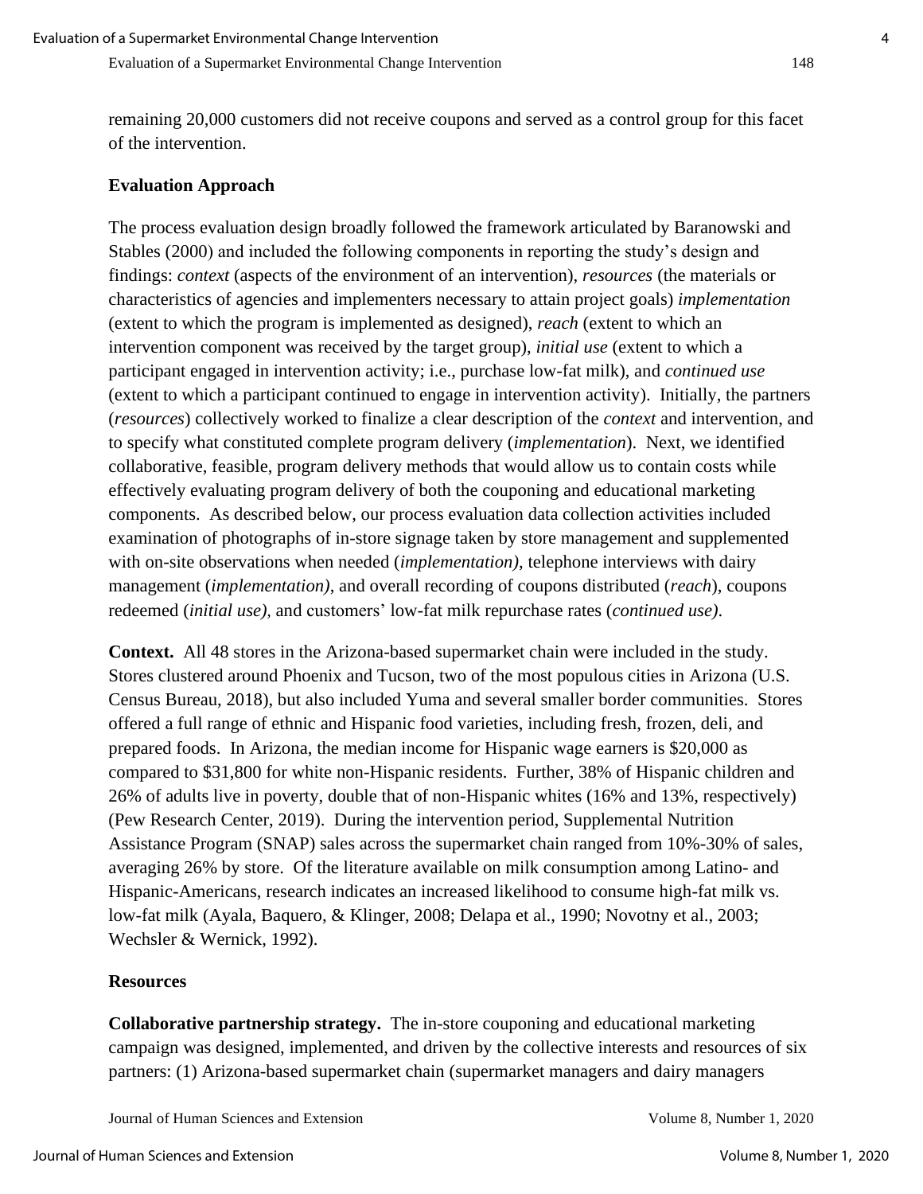remaining 20,000 customers did not receive coupons and served as a control group for this facet of the intervention.

## Evaluation Approach

The process evaluation design broadly followed the framework articulated by Baranowski and Stables (2000) and included the following components in reporting the study's design and findings: *context* (aspects of the environment of an intervention), *resources* (the materials or characteristics of agencies and implementers necessary to attain project goals) *implementation* (extent to which the program is implemented as designed), *reach* (extent to which an intervention component was received by the target group), *initial use* (extent to which a participant engaged in intervention activity; i.e., purchase low-fat milk), and *continued use* (extent to which a participant continued to engage in intervention activity). Initially, the partners (*resources*) collectively worked to finalize a clear description of the *context* and intervention, and to specify what constituted complete program delivery (*implementation*). Next, we identified collaborative, feasible, program delivery methods that would allow us to contain costs while effectively evaluating program delivery of both the couponing and educational marketing components. As described below, our process evaluation data collection activities included examination of photographs of in-store signage taken by store management and supplemented with on-site observations when needed (*implementation)*, telephone interviews with dairy management (*implementation)*, and overall recording of coupons distributed (*reach*), coupons redeemed (*initial use)*, and customers' low-fat milk repurchase rates (*continued use)*.

**Context.** All 48 stores in the Arizona-based supermarket chain were included in the study. Stores clustered around Phoenix and Tucson, two of the most populous cities in Arizona (U.S. Census Bureau, 2018), but also included Yuma and several smaller border communities. Stores offered a full range of ethnic and Hispanic food varieties, including fresh, frozen, deli, and prepared foods. In Arizona, the median income for Hispanic wage earners is $20,000 as compared to $31,800 for white non-Hispanic residents. Further, 38% of Hispanic children and 26% of adults live in poverty, double that of non-Hispanic whites (16% and 13%, respectively) (Pew Research Center, 2019). During the intervention period, Supplemental Nutrition Assistance Program (SNAP) sales across the supermarket chain ranged from 10%-30% of sales, averaging 26% by store. Of the literature available on milk consumption among Latino- and Hispanic-Americans, research indicates an increased likelihood to consume high-fat milk vs. low-fat milk (Ayala, Baquero, & Klinger, 2008; Delapa et al., 1990; Novotny et al., 2003; Wechsler & Wernick, 1992).

## Resources

**Collaborative partnership strategy.** The in-store couponing and educational marketing campaign was designed, implemented, and driven by the collective interests and resources of six partners: (1) Arizona-based supermarket chain (supermarket managers and dairy managers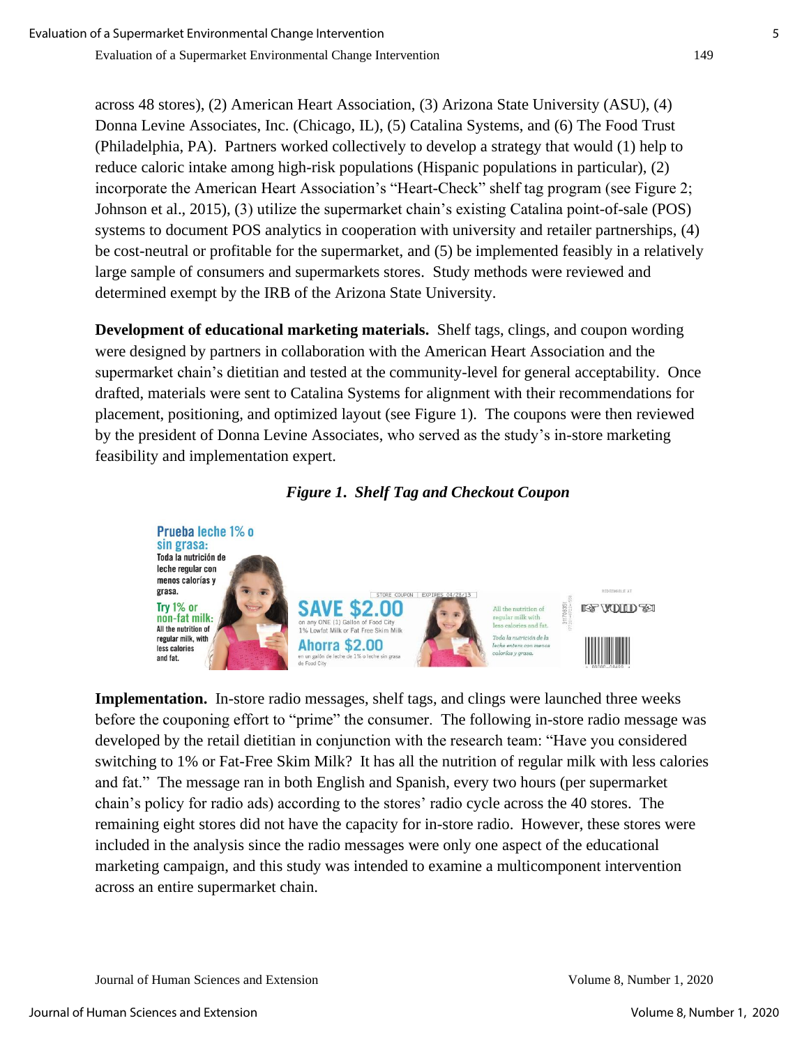across 48 stores), (2) American Heart Association, (3) Arizona State University (ASU), (4) Donna Levine Associates, Inc. (Chicago, IL), (5) Catalina Systems, and (6) The Food Trust (Philadelphia, PA). Partners worked collectively to develop a strategy that would (1) help to reduce caloric intake among high-risk populations (Hispanic populations in particular), (2) incorporate the American Heart Association's "Heart-Check" shelf tag program (see Figure 2; Johnson et al., 2015), (3) utilize the supermarket chain's existing Catalina point-of-sale (POS) systems to document POS analytics in cooperation with university and retailer partnerships, (4) be cost-neutral or profitable for the supermarket, and (5) be implemented feasibly in a relatively large sample of consumers and supermarkets stores. Study methods were reviewed and determined exempt by the IRB of the Arizona State University.

**Development of educational marketing materials.** Shelf tags, clings, and coupon wording were designed by partners in collaboration with the American Heart Association and the supermarket chain's dietitian and tested at the community-level for general acceptability. Once drafted, materials were sent to Catalina Systems for alignment with their recommendations for placement, positioning, and optimized layout (see Figure 1). The coupons were then reviewed by the president of Donna Levine Associates, who served as the study's in-store marketing feasibility and implementation expert.

***Figure 1. Shelf Tag and Checkout Coupon***

**Implementation.** In-store radio messages, shelf tags, and clings were launched three weeks before the couponing effort to "prime" the consumer. The following in-store radio message was developed by the retail dietitian in conjunction with the research team: "Have you considered switching to 1% or Fat-Free Skim Milk? It has all the nutrition of regular milk with less calories and fat." The message ran in both English and Spanish, every two hours (per supermarket chain's policy for radio ads) according to the stores' radio cycle across the 40 stores. The remaining eight stores did not have the capacity for in-store radio. However, these stores were included in the analysis since the radio messages were only one aspect of the educational marketing campaign, and this study was intended to examine a multicomponent intervention across an entire supermarket chain.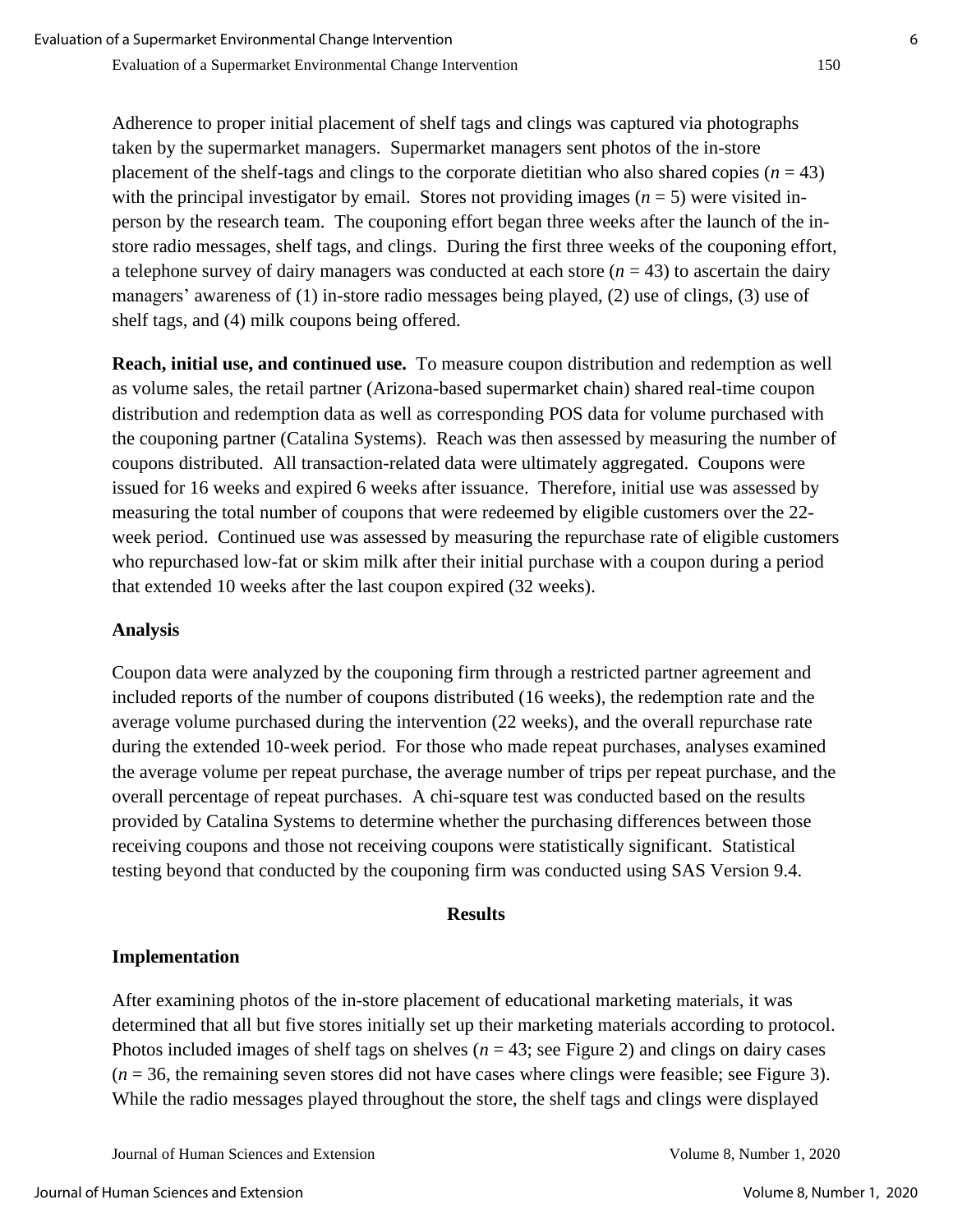Adherence to proper initial placement of shelf tags and clings was captured via photographs taken by the supermarket managers. Supermarket managers sent photos of the in-store placement of the shelf-tags and clings to the corporate dietitian who also shared copies (*n* = 43) with the principal investigator by email. Stores not providing images (*n* = 5) were visited in-person by the research team. The couponing effort began three weeks after the launch of the in-store radio messages, shelf tags, and clings. During the first three weeks of the couponing effort, a telephone survey of dairy managers was conducted at each store (*n* = 43) to ascertain the dairy managers' awareness of (1) in-store radio messages being played, (2) use of clings, (3) use of shelf tags, and (4) milk coupons being offered.

**Reach, initial use, and continued use.** To measure coupon distribution and redemption as well as volume sales, the retail partner (Arizona-based supermarket chain) shared real-time coupon distribution and redemption data as well as corresponding POS data for volume purchased with the couponing partner (Catalina Systems). Reach was then assessed by measuring the number of coupons distributed. All transaction-related data were ultimately aggregated. Coupons were issued for 16 weeks and expired 6 weeks after issuance. Therefore, initial use was assessed by measuring the total number of coupons that were redeemed by eligible customers over the 22-week period. Continued use was assessed by measuring the repurchase rate of eligible customers who repurchased low-fat or skim milk after their initial purchase with a coupon during a period that extended 10 weeks after the last coupon expired (32 weeks).

### Analysis

Coupon data were analyzed by the couponing firm through a restricted partner agreement and included reports of the number of coupons distributed (16 weeks), the redemption rate and the average volume purchased during the intervention (22 weeks), and the overall repurchase rate during the extended 10-week period. For those who made repeat purchases, analyses examined the average volume per repeat purchase, the average number of trips per repeat purchase, and the overall percentage of repeat purchases. A chi-square test was conducted based on the results provided by Catalina Systems to determine whether the purchasing differences between those receiving coupons and those not receiving coupons were statistically significant. Statistical testing beyond that conducted by the couponing firm was conducted using SAS Version 9.4.

## Results

### Implementation

After examining photos of the in-store placement of educational marketing materials, it was determined that all but five stores initially set up their marketing materials according to protocol. Photos included images of shelf tags on shelves (*n* = 43; see Figure 2) and clings on dairy cases (*n* = 36, the remaining seven stores did not have cases where clings were feasible; see Figure 3). While the radio messages played throughout the store, the shelf tags and clings were displayed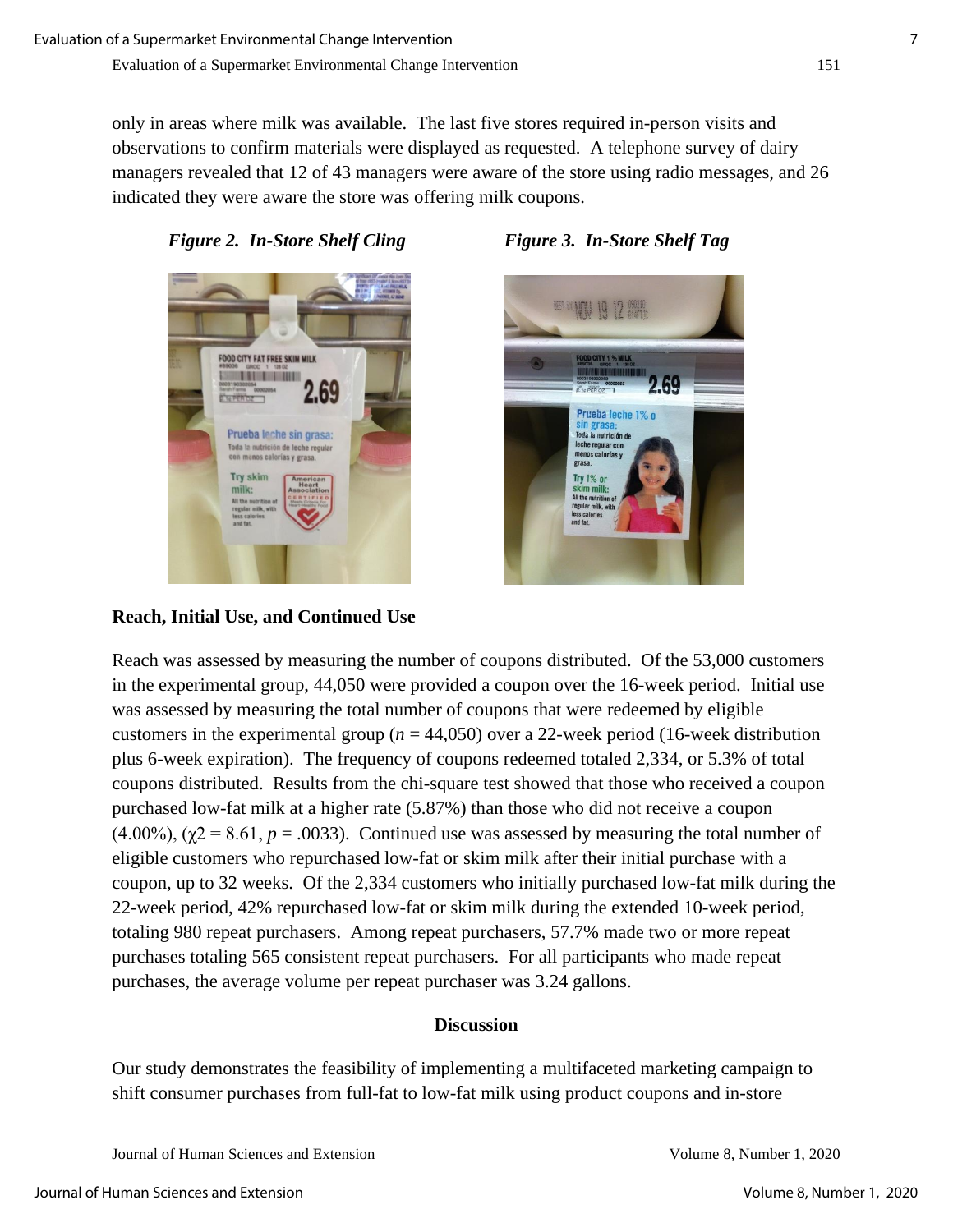only in areas where milk was available. The last five stores required in-person visits and observations to confirm materials were displayed as requested. A telephone survey of dairy managers revealed that 12 of 43 managers were aware of the store using radio messages, and 26 indicated they were aware the store was offering milk coupons.

***Figure 2. In-Store Shelf Cling***

***Figure 3. In-Store Shelf Tag***

**Reach, Initial Use, and Continued Use**

Reach was assessed by measuring the number of coupons distributed. Of the 53,000 customers in the experimental group, 44,050 were provided a coupon over the 16-week period. Initial use was assessed by measuring the total number of coupons that were redeemed by eligible customers in the experimental group ($n$ = 44,050) over a 22-week period (16-week distribution plus 6-week expiration). The frequency of coupons redeemed totaled 2,334, or 5.3% of total coupons distributed. Results from the chi-square test showed that those who received a coupon purchased low-fat milk at a higher rate (5.87%) than those who did not receive a coupon (4.00%), ($\chi 2 = 8.61$, $p = .0033$). Continued use was assessed by measuring the total number of eligible customers who repurchased low-fat or skim milk after their initial purchase with a coupon, up to 32 weeks. Of the 2,334 customers who initially purchased low-fat milk during the 22-week period, 42% repurchased low-fat or skim milk during the extended 10-week period, totaling 980 repeat purchasers. Among repeat purchasers, 57.7% made two or more repeat purchases totaling 565 consistent repeat purchasers. For all participants who made repeat purchases, the average volume per repeat purchaser was 3.24 gallons.

## Discussion

Our study demonstrates the feasibility of implementing a multifaceted marketing campaign to shift consumer purchases from full-fat to low-fat milk using product coupons and in-store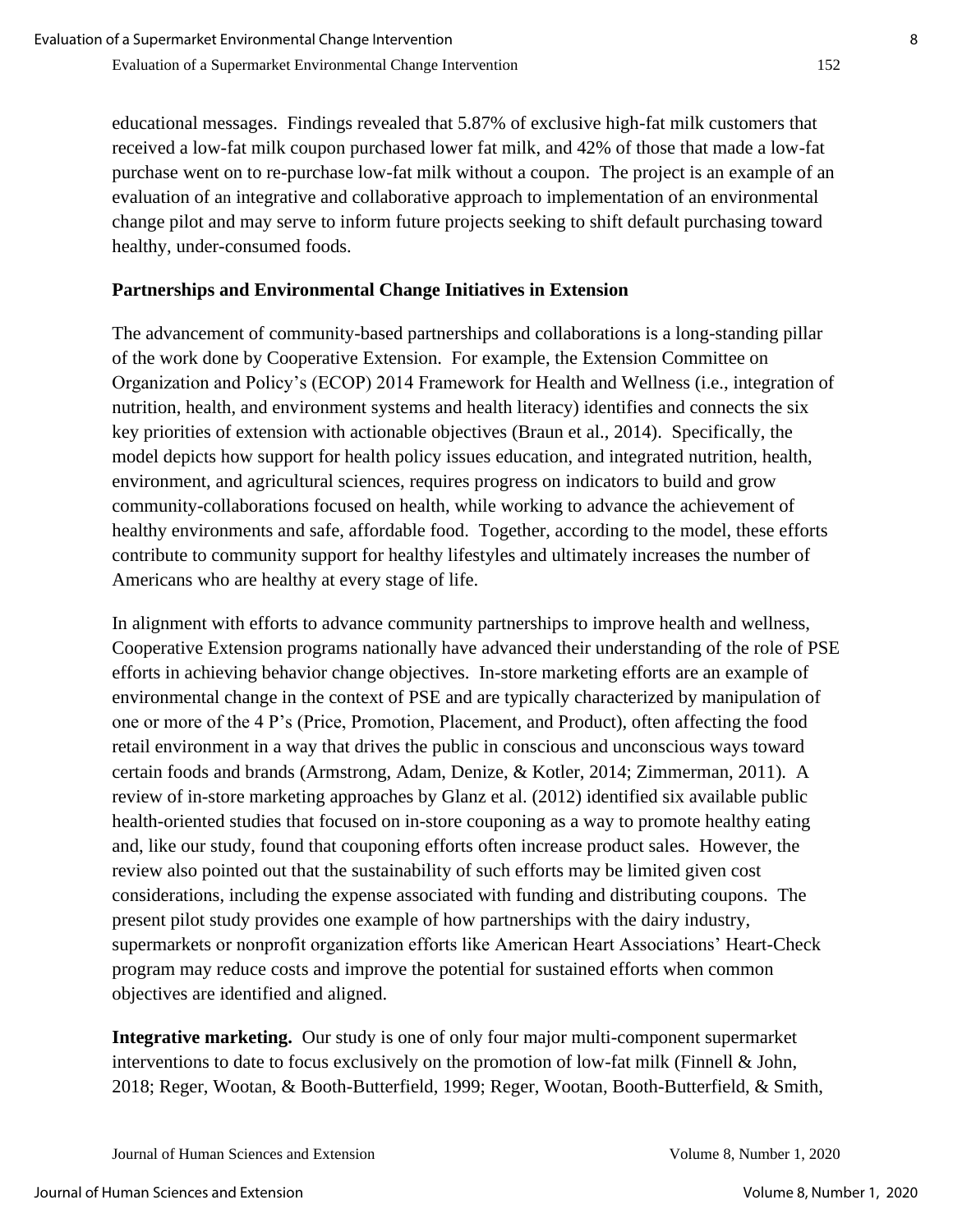educational messages. Findings revealed that 5.87% of exclusive high-fat milk customers that received a low-fat milk coupon purchased lower fat milk, and 42% of those that made a low-fat purchase went on to re-purchase low-fat milk without a coupon. The project is an example of an evaluation of an integrative and collaborative approach to implementation of an environmental change pilot and may serve to inform future projects seeking to shift default purchasing toward healthy, under-consumed foods.

## Partnerships and Environmental Change Initiatives in Extension

The advancement of community-based partnerships and collaborations is a long-standing pillar of the work done by Cooperative Extension. For example, the Extension Committee on Organization and Policy's (ECOP) 2014 Framework for Health and Wellness (i.e., integration of nutrition, health, and environment systems and health literacy) identifies and connects the six key priorities of extension with actionable objectives (Braun et al., 2014). Specifically, the model depicts how support for health policy issues education, and integrated nutrition, health, environment, and agricultural sciences, requires progress on indicators to build and grow community-collaborations focused on health, while working to advance the achievement of healthy environments and safe, affordable food. Together, according to the model, these efforts contribute to community support for healthy lifestyles and ultimately increases the number of Americans who are healthy at every stage of life.

In alignment with efforts to advance community partnerships to improve health and wellness, Cooperative Extension programs nationally have advanced their understanding of the role of PSE efforts in achieving behavior change objectives. In-store marketing efforts are an example of environmental change in the context of PSE and are typically characterized by manipulation of one or more of the 4 P's (Price, Promotion, Placement, and Product), often affecting the food retail environment in a way that drives the public in conscious and unconscious ways toward certain foods and brands (Armstrong, Adam, Denize, & Kotler, 2014; Zimmerman, 2011). A review of in-store marketing approaches by Glanz et al. (2012) identified six available public health-oriented studies that focused on in-store couponing as a way to promote healthy eating and, like our study, found that couponing efforts often increase product sales. However, the review also pointed out that the sustainability of such efforts may be limited given cost considerations, including the expense associated with funding and distributing coupons. The present pilot study provides one example of how partnerships with the dairy industry, supermarkets or nonprofit organization efforts like American Heart Associations' Heart-Check program may reduce costs and improve the potential for sustained efforts when common objectives are identified and aligned.

**Integrative marketing.** Our study is one of only four major multi-component supermarket interventions to date to focus exclusively on the promotion of low-fat milk (Finnell & John, 2018; Reger, Wootan, & Booth-Butterfield, 1999; Reger, Wootan, Booth-Butterfield, & Smith,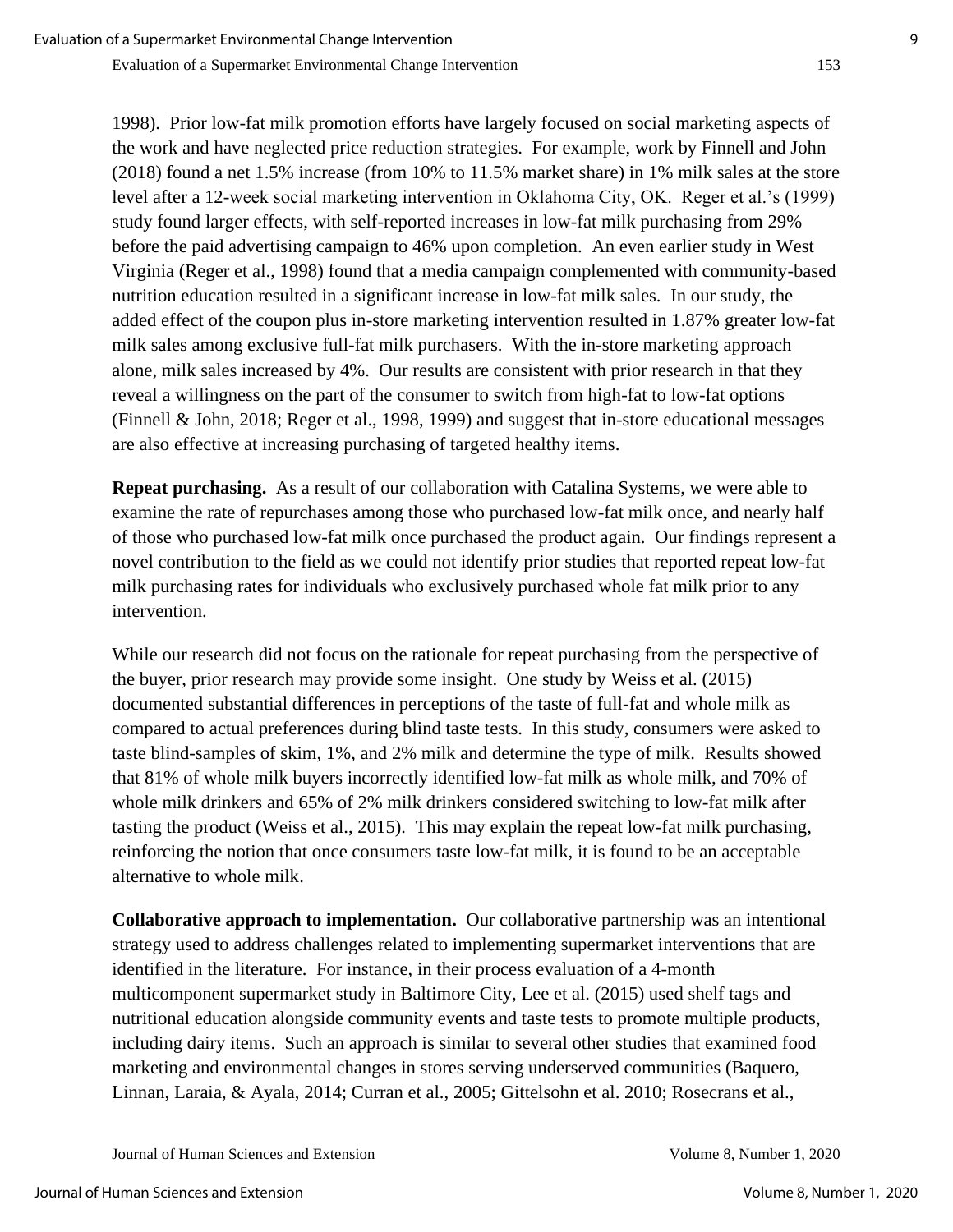1998). Prior low-fat milk promotion efforts have largely focused on social marketing aspects of the work and have neglected price reduction strategies. For example, work by Finnell and John (2018) found a net 1.5% increase (from 10% to 11.5% market share) in 1% milk sales at the store level after a 12-week social marketing intervention in Oklahoma City, OK. Reger et al.'s (1999) study found larger effects, with self-reported increases in low-fat milk purchasing from 29% before the paid advertising campaign to 46% upon completion. An even earlier study in West Virginia (Reger et al., 1998) found that a media campaign complemented with community-based nutrition education resulted in a significant increase in low-fat milk sales. In our study, the added effect of the coupon plus in-store marketing intervention resulted in 1.87% greater low-fat milk sales among exclusive full-fat milk purchasers. With the in-store marketing approach alone, milk sales increased by 4%. Our results are consistent with prior research in that they reveal a willingness on the part of the consumer to switch from high-fat to low-fat options (Finnell & John, 2018; Reger et al., 1998, 1999) and suggest that in-store educational messages are also effective at increasing purchasing of targeted healthy items.

**Repeat purchasing.** As a result of our collaboration with Catalina Systems, we were able to examine the rate of repurchases among those who purchased low-fat milk once, and nearly half of those who purchased low-fat milk once purchased the product again. Our findings represent a novel contribution to the field as we could not identify prior studies that reported repeat low-fat milk purchasing rates for individuals who exclusively purchased whole fat milk prior to any intervention.

While our research did not focus on the rationale for repeat purchasing from the perspective of the buyer, prior research may provide some insight. One study by Weiss et al. (2015) documented substantial differences in perceptions of the taste of full-fat and whole milk as compared to actual preferences during blind taste tests. In this study, consumers were asked to taste blind-samples of skim, 1%, and 2% milk and determine the type of milk. Results showed that 81% of whole milk buyers incorrectly identified low-fat milk as whole milk, and 70% of whole milk drinkers and 65% of 2% milk drinkers considered switching to low-fat milk after tasting the product (Weiss et al., 2015). This may explain the repeat low-fat milk purchasing, reinforcing the notion that once consumers taste low-fat milk, it is found to be an acceptable alternative to whole milk.

**Collaborative approach to implementation.** Our collaborative partnership was an intentional strategy used to address challenges related to implementing supermarket interventions that are identified in the literature. For instance, in their process evaluation of a 4-month multicomponent supermarket study in Baltimore City, Lee et al. (2015) used shelf tags and nutritional education alongside community events and taste tests to promote multiple products, including dairy items. Such an approach is similar to several other studies that examined food marketing and environmental changes in stores serving underserved communities (Baquero, Linnan, Laraia, & Ayala, 2014; Curran et al., 2005; Gittelsohn et al. 2010; Rosecrans et al.,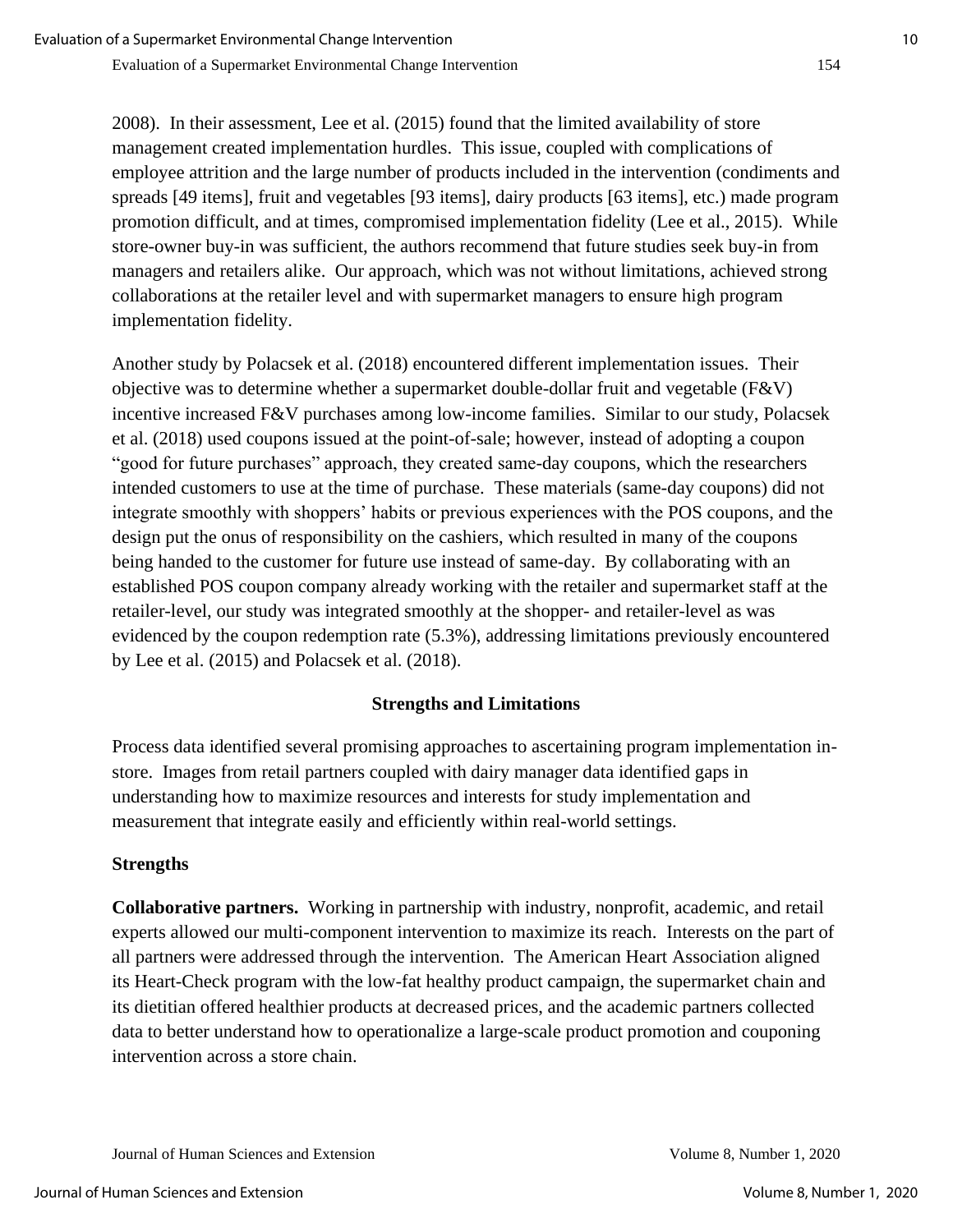2008). In their assessment, Lee et al. (2015) found that the limited availability of store management created implementation hurdles. This issue, coupled with complications of employee attrition and the large number of products included in the intervention (condiments and spreads [49 items], fruit and vegetables [93 items], dairy products [63 items], etc.) made program promotion difficult, and at times, compromised implementation fidelity (Lee et al., 2015). While store-owner buy-in was sufficient, the authors recommend that future studies seek buy-in from managers and retailers alike. Our approach, which was not without limitations, achieved strong collaborations at the retailer level and with supermarket managers to ensure high program implementation fidelity.

Another study by Polacsek et al. (2018) encountered different implementation issues. Their objective was to determine whether a supermarket double-dollar fruit and vegetable (F&V) incentive increased F&V purchases among low-income families. Similar to our study, Polacsek et al. (2018) used coupons issued at the point-of-sale; however, instead of adopting a coupon "good for future purchases" approach, they created same-day coupons, which the researchers intended customers to use at the time of purchase. These materials (same-day coupons) did not integrate smoothly with shoppers' habits or previous experiences with the POS coupons, and the design put the onus of responsibility on the cashiers, which resulted in many of the coupons being handed to the customer for future use instead of same-day. By collaborating with an established POS coupon company already working with the retailer and supermarket staff at the retailer-level, our study was integrated smoothly at the shopper- and retailer-level as was evidenced by the coupon redemption rate (5.3%), addressing limitations previously encountered by Lee et al. (2015) and Polacsek et al. (2018).

## Strengths and Limitations

Process data identified several promising approaches to ascertaining program implementation in-store. Images from retail partners coupled with dairy manager data identified gaps in understanding how to maximize resources and interests for study implementation and measurement that integrate easily and efficiently within real-world settings.

### Strengths

**Collaborative partners.** Working in partnership with industry, nonprofit, academic, and retail experts allowed our multi-component intervention to maximize its reach. Interests on the part of all partners were addressed through the intervention. The American Heart Association aligned its Heart-Check program with the low-fat healthy product campaign, the supermarket chain and its dietitian offered healthier products at decreased prices, and the academic partners collected data to better understand how to operationalize a large-scale product promotion and couponing intervention across a store chain.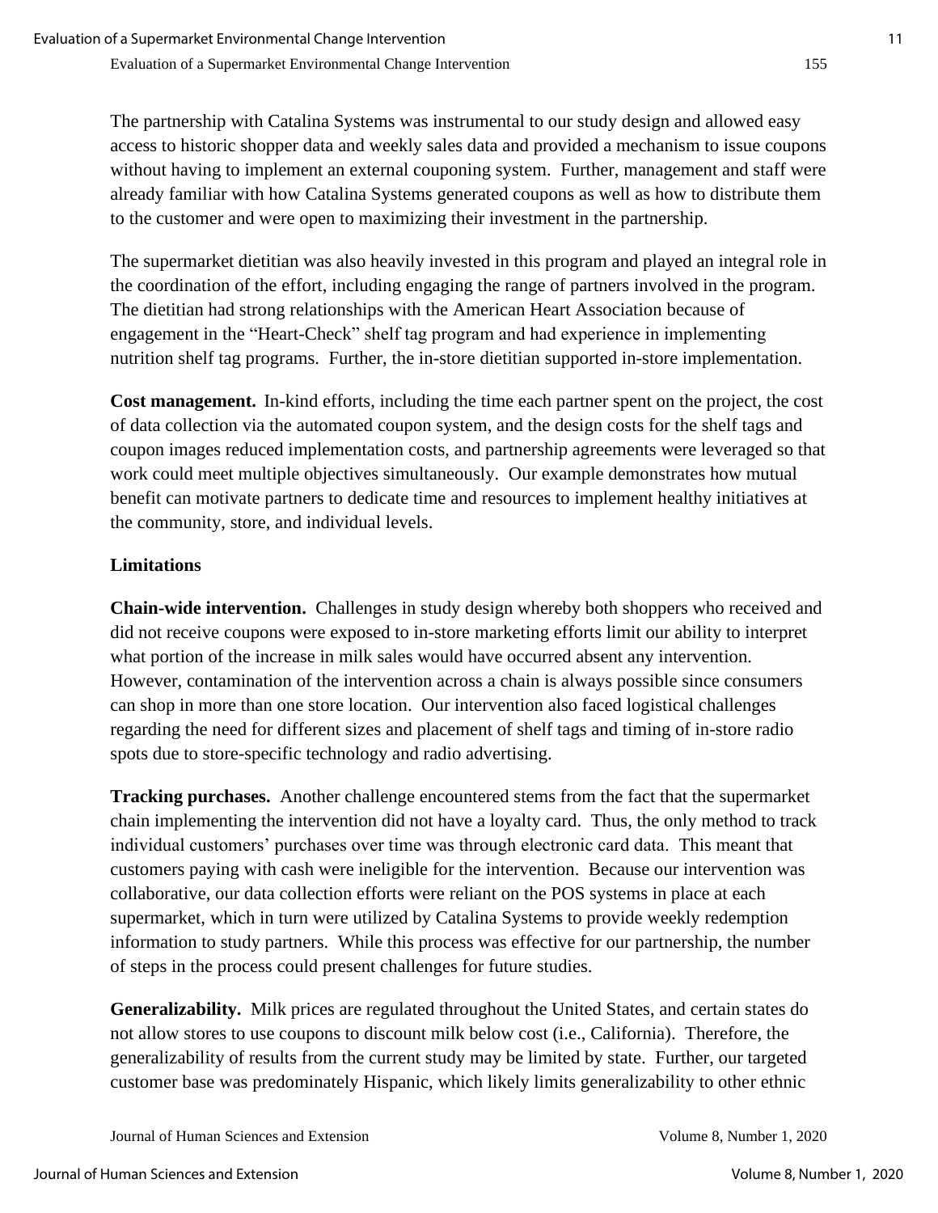The partnership with Catalina Systems was instrumental to our study design and allowed easy access to historic shopper data and weekly sales data and provided a mechanism to issue coupons without having to implement an external couponing system. Further, management and staff were already familiar with how Catalina Systems generated coupons as well as how to distribute them to the customer and were open to maximizing their investment in the partnership.

The supermarket dietitian was also heavily invested in this program and played an integral role in the coordination of the effort, including engaging the range of partners involved in the program. The dietitian had strong relationships with the American Heart Association because of engagement in the "Heart-Check" shelf tag program and had experience in implementing nutrition shelf tag programs. Further, the in-store dietitian supported in-store implementation.

**Cost management.** In-kind efforts, including the time each partner spent on the project, the cost of data collection via the automated coupon system, and the design costs for the shelf tags and coupon images reduced implementation costs, and partnership agreements were leveraged so that work could meet multiple objectives simultaneously. Our example demonstrates how mutual benefit can motivate partners to dedicate time and resources to implement healthy initiatives at the community, store, and individual levels.

### Limitations

**Chain-wide intervention.** Challenges in study design whereby both shoppers who received and did not receive coupons were exposed to in-store marketing efforts limit our ability to interpret what portion of the increase in milk sales would have occurred absent any intervention. However, contamination of the intervention across a chain is always possible since consumers can shop in more than one store location. Our intervention also faced logistical challenges regarding the need for different sizes and placement of shelf tags and timing of in-store radio spots due to store-specific technology and radio advertising.

**Tracking purchases.** Another challenge encountered stems from the fact that the supermarket chain implementing the intervention did not have a loyalty card. Thus, the only method to track individual customers' purchases over time was through electronic card data. This meant that customers paying with cash were ineligible for the intervention. Because our intervention was collaborative, our data collection efforts were reliant on the POS systems in place at each supermarket, which in turn were utilized by Catalina Systems to provide weekly redemption information to study partners. While this process was effective for our partnership, the number of steps in the process could present challenges for future studies.

**Generalizability.** Milk prices are regulated throughout the United States, and certain states do not allow stores to use coupons to discount milk below cost (i.e., California). Therefore, the generalizability of results from the current study may be limited by state. Further, our targeted customer base was predominately Hispanic, which likely limits generalizability to other ethnic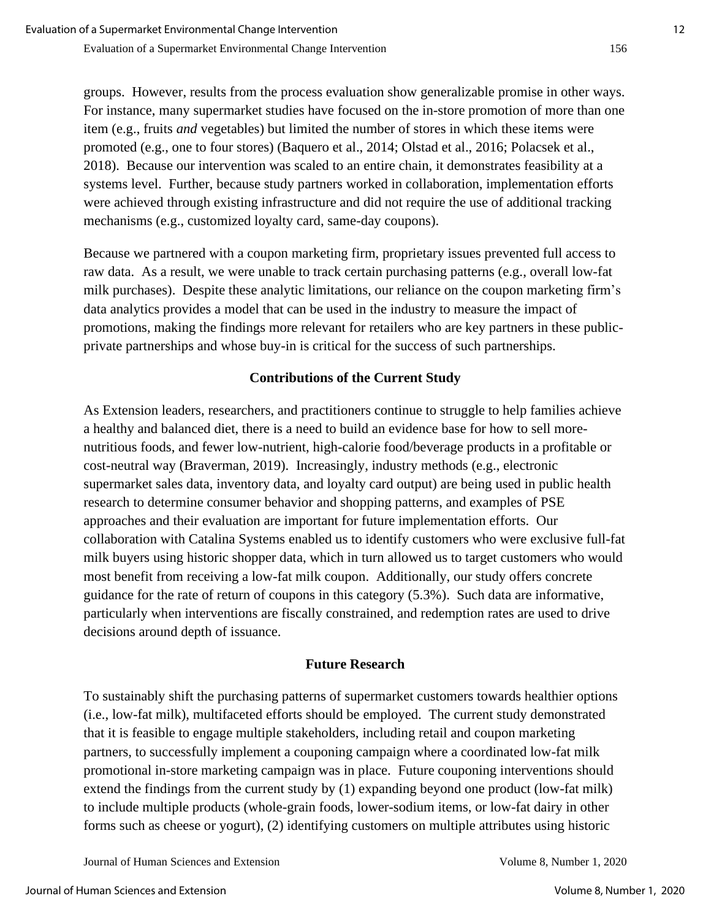groups. However, results from the process evaluation show generalizable promise in other ways. For instance, many supermarket studies have focused on the in-store promotion of more than one item (e.g., fruits *and* vegetables) but limited the number of stores in which these items were promoted (e.g., one to four stores) (Baquero et al., 2014; Olstad et al., 2016; Polacsek et al., 2018). Because our intervention was scaled to an entire chain, it demonstrates feasibility at a systems level. Further, because study partners worked in collaboration, implementation efforts were achieved through existing infrastructure and did not require the use of additional tracking mechanisms (e.g., customized loyalty card, same-day coupons).

Because we partnered with a coupon marketing firm, proprietary issues prevented full access to raw data. As a result, we were unable to track certain purchasing patterns (e.g., overall low-fat milk purchases). Despite these analytic limitations, our reliance on the coupon marketing firm's data analytics provides a model that can be used in the industry to measure the impact of promotions, making the findings more relevant for retailers who are key partners in these public-private partnerships and whose buy-in is critical for the success of such partnerships.

## Contributions of the Current Study

As Extension leaders, researchers, and practitioners continue to struggle to help families achieve a healthy and balanced diet, there is a need to build an evidence base for how to sell more-nutritious foods, and fewer low-nutrient, high-calorie food/beverage products in a profitable or cost-neutral way (Braverman, 2019). Increasingly, industry methods (e.g., electronic supermarket sales data, inventory data, and loyalty card output) are being used in public health research to determine consumer behavior and shopping patterns, and examples of PSE approaches and their evaluation are important for future implementation efforts. Our collaboration with Catalina Systems enabled us to identify customers who were exclusive full-fat milk buyers using historic shopper data, which in turn allowed us to target customers who would most benefit from receiving a low-fat milk coupon. Additionally, our study offers concrete guidance for the rate of return of coupons in this category (5.3%). Such data are informative, particularly when interventions are fiscally constrained, and redemption rates are used to drive decisions around depth of issuance.

## Future Research

To sustainably shift the purchasing patterns of supermarket customers towards healthier options (i.e., low-fat milk), multifaceted efforts should be employed. The current study demonstrated that it is feasible to engage multiple stakeholders, including retail and coupon marketing partners, to successfully implement a couponing campaign where a coordinated low-fat milk promotional in-store marketing campaign was in place. Future couponing interventions should extend the findings from the current study by (1) expanding beyond one product (low-fat milk) to include multiple products (whole-grain foods, lower-sodium items, or low-fat dairy in other forms such as cheese or yogurt), (2) identifying customers on multiple attributes using historic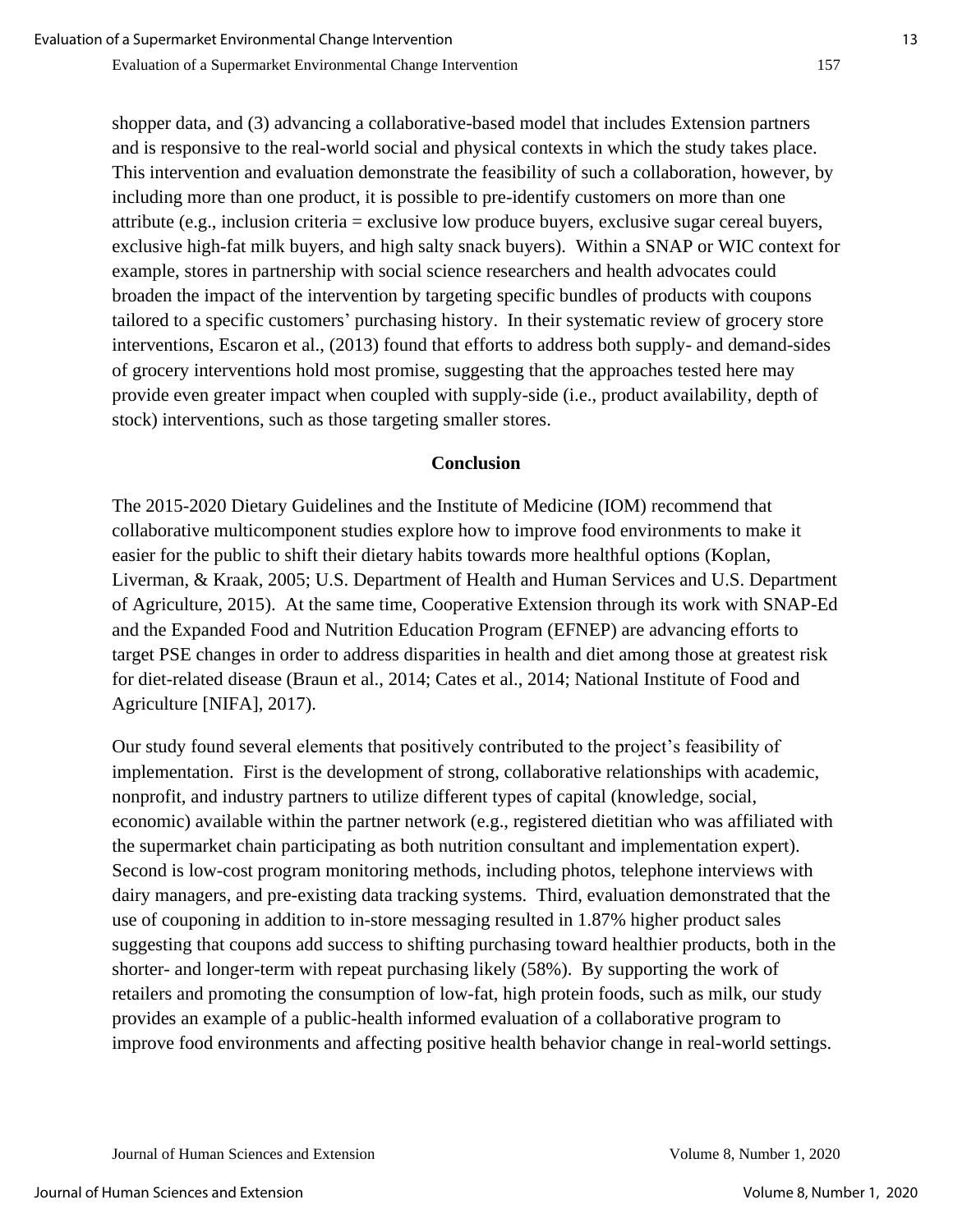shopper data, and (3) advancing a collaborative-based model that includes Extension partners and is responsive to the real-world social and physical contexts in which the study takes place. This intervention and evaluation demonstrate the feasibility of such a collaboration, however, by including more than one product, it is possible to pre-identify customers on more than one attribute (e.g., inclusion criteria = exclusive low produce buyers, exclusive sugar cereal buyers, exclusive high-fat milk buyers, and high salty snack buyers). Within a SNAP or WIC context for example, stores in partnership with social science researchers and health advocates could broaden the impact of the intervention by targeting specific bundles of products with coupons tailored to a specific customers' purchasing history. In their systematic review of grocery store interventions, Escaron et al., (2013) found that efforts to address both supply- and demand-sides of grocery interventions hold most promise, suggesting that the approaches tested here may provide even greater impact when coupled with supply-side (i.e., product availability, depth of stock) interventions, such as those targeting smaller stores.

## Conclusion

The 2015-2020 Dietary Guidelines and the Institute of Medicine (IOM) recommend that collaborative multicomponent studies explore how to improve food environments to make it easier for the public to shift their dietary habits towards more healthful options (Koplan, Liverman, & Kraak, 2005; U.S. Department of Health and Human Services and U.S. Department of Agriculture, 2015). At the same time, Cooperative Extension through its work with SNAP-Ed and the Expanded Food and Nutrition Education Program (EFNEP) are advancing efforts to target PSE changes in order to address disparities in health and diet among those at greatest risk for diet-related disease (Braun et al., 2014; Cates et al., 2014; National Institute of Food and Agriculture [NIFA], 2017).

Our study found several elements that positively contributed to the project's feasibility of implementation. First is the development of strong, collaborative relationships with academic, nonprofit, and industry partners to utilize different types of capital (knowledge, social, economic) available within the partner network (e.g., registered dietitian who was affiliated with the supermarket chain participating as both nutrition consultant and implementation expert). Second is low-cost program monitoring methods, including photos, telephone interviews with dairy managers, and pre-existing data tracking systems. Third, evaluation demonstrated that the use of couponing in addition to in-store messaging resulted in 1.87% higher product sales suggesting that coupons add success to shifting purchasing toward healthier products, both in the shorter- and longer-term with repeat purchasing likely (58%). By supporting the work of retailers and promoting the consumption of low-fat, high protein foods, such as milk, our study provides an example of a public-health informed evaluation of a collaborative program to improve food environments and affecting positive health behavior change in real-world settings.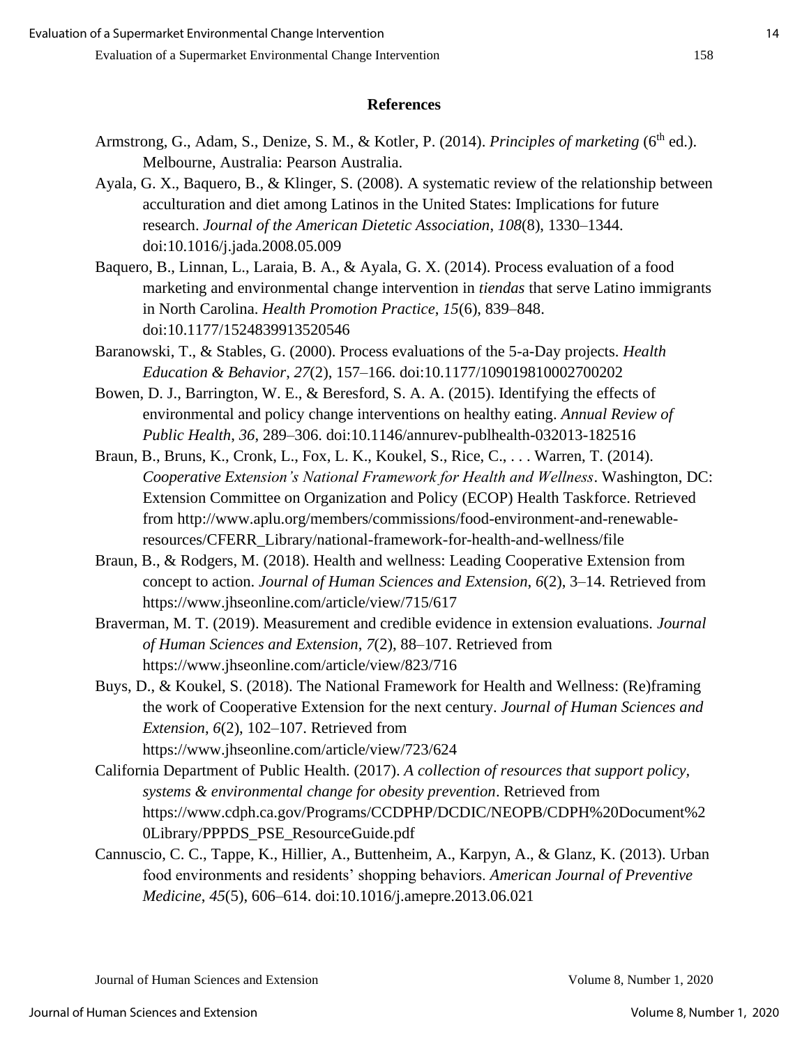## References

Armstrong, G., Adam, S., Denize, S. M., & Kotler, P. (2014). *Principles of marketing* (6th ed.). Melbourne, Australia: Pearson Australia.

Ayala, G. X., Baquero, B., & Klinger, S. (2008). A systematic review of the relationship between acculturation and diet among Latinos in the United States: Implications for future research. *Journal of the American Dietetic Association*, *108*(8), 1330–1344. doi:10.1016/j.jada.2008.05.009

Baquero, B., Linnan, L., Laraia, B. A., & Ayala, G. X. (2014). Process evaluation of a food marketing and environmental change intervention in *tiendas* that serve Latino immigrants in North Carolina. *Health Promotion Practice*, *15*(6), 839–848. doi:10.1177/1524839913520546

Baranowski, T., & Stables, G. (2000). Process evaluations of the 5-a-Day projects. *Health Education & Behavior*, *27*(2), 157–166. doi:10.1177/109019810002700202

Bowen, D. J., Barrington, W. E., & Beresford, S. A. A. (2015). Identifying the effects of environmental and policy change interventions on healthy eating. *Annual Review of Public Health*, *36*, 289–306. doi:10.1146/annurev-publhealth-032013-182516

Braun, B., Bruns, K., Cronk, L., Fox, L. K., Koukel, S., Rice, C., . . . Warren, T. (2014). *Cooperative Extension's National Framework for Health and Wellness*. Washington, DC: Extension Committee on Organization and Policy (ECOP) Health Taskforce. Retrieved from http://www.aplu.org/members/commissions/food-environment-and-renewable-resources/CFERR_Library/national-framework-for-health-and-wellness/file

Braun, B., & Rodgers, M. (2018). Health and wellness: Leading Cooperative Extension from concept to action. *Journal of Human Sciences and Extension*, *6*(2), 3–14. Retrieved from https://www.jhseonline.com/article/view/715/617

Braverman, M. T. (2019). Measurement and credible evidence in extension evaluations. *Journal of Human Sciences and Extension*, *7*(2), 88–107. Retrieved from https://www.jhseonline.com/article/view/823/716

Buys, D., & Koukel, S. (2018). The National Framework for Health and Wellness: (Re)framing the work of Cooperative Extension for the next century. *Journal of Human Sciences and Extension*, *6*(2), 102–107. Retrieved from https://www.jhseonline.com/article/view/723/624

California Department of Public Health. (2017). *A collection of resources that support policy, systems & environmental change for obesity prevention*. Retrieved from https://www.cdph.ca.gov/Programs/CCDPHP/DCDIC/NEOPB/CDPH%20Document%20Library/PPPDS_PSE_ResourceGuide.pdf

Cannuscio, C. C., Tappe, K., Hillier, A., Buttenheim, A., Karpyn, A., & Glanz, K. (2013). Urban food environments and residents' shopping behaviors. *American Journal of Preventive Medicine*, *45*(5), 606–614. doi:10.1016/j.amepre.2013.06.021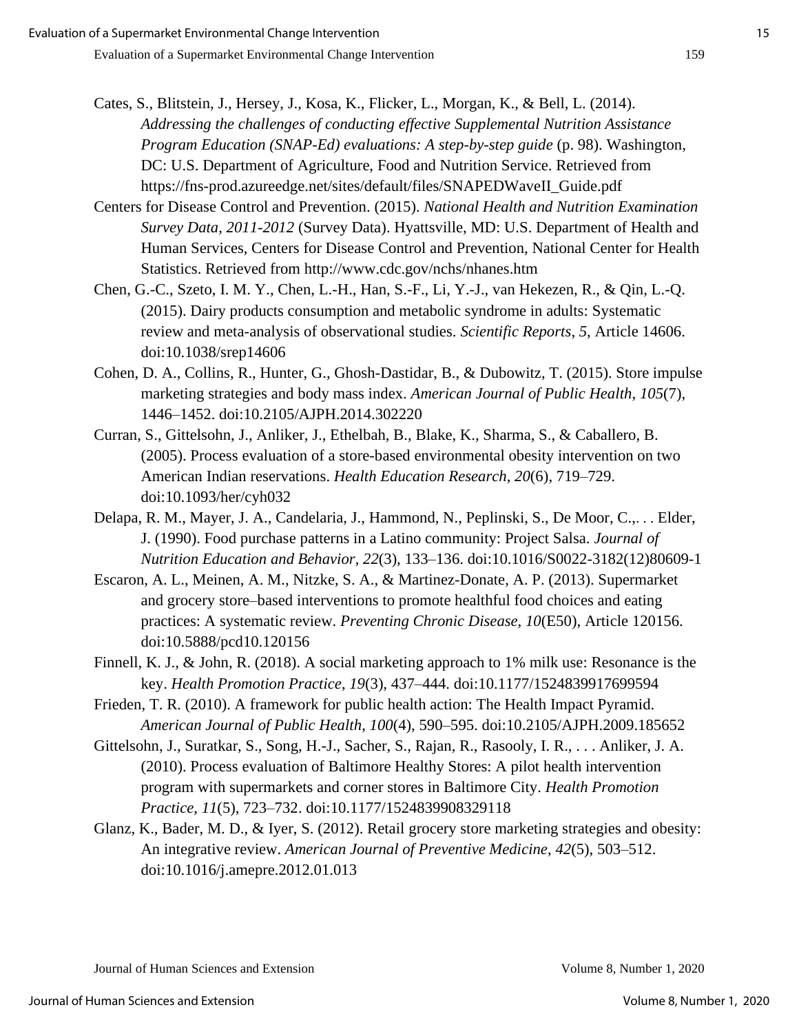Cates, S., Blitstein, J., Hersey, J., Kosa, K., Flicker, L., Morgan, K., & Bell, L. (2014). *Addressing the challenges of conducting effective Supplemental Nutrition Assistance Program Education (SNAP-Ed) evaluations: A step-by-step guide* (p. 98). Washington, DC: U.S. Department of Agriculture, Food and Nutrition Service. Retrieved from https://fns-prod.azureedge.net/sites/default/files/SNAPEDWaveII_Guide.pdf

Centers for Disease Control and Prevention. (2015). *National Health and Nutrition Examination Survey Data, 2011-2012* (Survey Data). Hyattsville, MD: U.S. Department of Health and Human Services, Centers for Disease Control and Prevention, National Center for Health Statistics. Retrieved from http://www.cdc.gov/nchs/nhanes.htm

Chen, G.-C., Szeto, I. M. Y., Chen, L.-H., Han, S.-F., Li, Y.-J., van Hekezen, R., & Qin, L.-Q. (2015). Dairy products consumption and metabolic syndrome in adults: Systematic review and meta-analysis of observational studies. *Scientific Reports*, *5*, Article 14606. doi:10.1038/srep14606

Cohen, D. A., Collins, R., Hunter, G., Ghosh-Dastidar, B., & Dubowitz, T. (2015). Store impulse marketing strategies and body mass index. *American Journal of Public Health*, *105*(7), 1446–1452. doi:10.2105/AJPH.2014.302220

Curran, S., Gittelsohn, J., Anliker, J., Ethelbah, B., Blake, K., Sharma, S., & Caballero, B. (2005). Process evaluation of a store-based environmental obesity intervention on two American Indian reservations. *Health Education Research*, *20*(6), 719–729. doi:10.1093/her/cyh032

Delapa, R. M., Mayer, J. A., Candelaria, J., Hammond, N., Peplinski, S., De Moor, C.,. . . Elder, J. (1990). Food purchase patterns in a Latino community: Project Salsa. *Journal of Nutrition Education and Behavior*, *22*(3), 133–136. doi:10.1016/S0022-3182(12)80609-1

Escaron, A. L., Meinen, A. M., Nitzke, S. A., & Martinez-Donate, A. P. (2013). Supermarket and grocery store–based interventions to promote healthful food choices and eating practices: A systematic review. *Preventing Chronic Disease*, *10*(E50), Article 120156. doi:10.5888/pcd10.120156

Finnell, K. J., & John, R. (2018). A social marketing approach to 1% milk use: Resonance is the key. *Health Promotion Practice*, *19*(3), 437–444. doi:10.1177/1524839917699594

Frieden, T. R. (2010). A framework for public health action: The Health Impact Pyramid. *American Journal of Public Health*, *100*(4), 590–595. doi:10.2105/AJPH.2009.185652

Gittelsohn, J., Suratkar, S., Song, H.-J., Sacher, S., Rajan, R., Rasooly, I. R., . . . Anliker, J. A. (2010). Process evaluation of Baltimore Healthy Stores: A pilot health intervention program with supermarkets and corner stores in Baltimore City. *Health Promotion Practice*, *11*(5), 723–732. doi:10.1177/1524839908329118

Glanz, K., Bader, M. D., & Iyer, S. (2012). Retail grocery store marketing strategies and obesity: An integrative review. *American Journal of Preventive Medicine*, *42*(5), 503–512. doi:10.1016/j.amepre.2012.01.013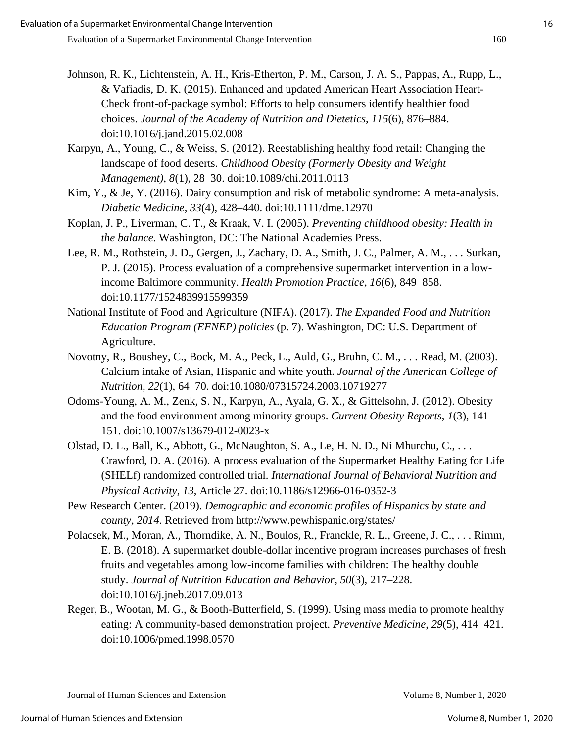Johnson, R. K., Lichtenstein, A. H., Kris-Etherton, P. M., Carson, J. A. S., Pappas, A., Rupp, L., & Vafiadis, D. K. (2015). Enhanced and updated American Heart Association Heart-Check front-of-package symbol: Efforts to help consumers identify healthier food choices. *Journal of the Academy of Nutrition and Dietetics*, *115*(6), 876–884. doi:10.1016/j.jand.2015.02.008

Karpyn, A., Young, C., & Weiss, S. (2012). Reestablishing healthy food retail: Changing the landscape of food deserts. *Childhood Obesity (Formerly Obesity and Weight Management)*, *8*(1), 28–30. doi:10.1089/chi.2011.0113

Kim, Y., & Je, Y. (2016). Dairy consumption and risk of metabolic syndrome: A meta-analysis. *Diabetic Medicine*, *33*(4), 428–440. doi:10.1111/dme.12970

Koplan, J. P., Liverman, C. T., & Kraak, V. I. (2005). *Preventing childhood obesity: Health in the balance*. Washington, DC: The National Academies Press.

Lee, R. M., Rothstein, J. D., Gergen, J., Zachary, D. A., Smith, J. C., Palmer, A. M., . . . Surkan, P. J. (2015). Process evaluation of a comprehensive supermarket intervention in a low-income Baltimore community. *Health Promotion Practice*, *16*(6), 849–858. doi:10.1177/1524839915599359

National Institute of Food and Agriculture (NIFA). (2017). *The Expanded Food and Nutrition Education Program (EFNEP) policies* (p. 7). Washington, DC: U.S. Department of Agriculture.

Novotny, R., Boushey, C., Bock, M. A., Peck, L., Auld, G., Bruhn, C. M., . . . Read, M. (2003). Calcium intake of Asian, Hispanic and white youth. *Journal of the American College of Nutrition*, *22*(1), 64–70. doi:10.1080/07315724.2003.10719277

Odoms-Young, A. M., Zenk, S. N., Karpyn, A., Ayala, G. X., & Gittelsohn, J. (2012). Obesity and the food environment among minority groups. *Current Obesity Reports*, *1*(3), 141–151. doi:10.1007/s13679-012-0023-x

Olstad, D. L., Ball, K., Abbott, G., McNaughton, S. A., Le, H. N. D., Ni Mhurchu, C., . . . Crawford, D. A. (2016). A process evaluation of the Supermarket Healthy Eating for Life (SHELf) randomized controlled trial. *International Journal of Behavioral Nutrition and Physical Activity*, *13*, Article 27. doi:10.1186/s12966-016-0352-3

Pew Research Center. (2019). *Demographic and economic profiles of Hispanics by state and county, 2014*. Retrieved from http://www.pewhispanic.org/states/

Polacsek, M., Moran, A., Thorndike, A. N., Boulos, R., Franckle, R. L., Greene, J. C., . . . Rimm, E. B. (2018). A supermarket double-dollar incentive program increases purchases of fresh fruits and vegetables among low-income families with children: The healthy double study. *Journal of Nutrition Education and Behavior*, *50*(3), 217–228. doi:10.1016/j.jneb.2017.09.013

Reger, B., Wootan, M. G., & Booth-Butterfield, S. (1999). Using mass media to promote healthy eating: A community-based demonstration project. *Preventive Medicine*, *29*(5), 414–421. doi:10.1006/pmed.1998.0570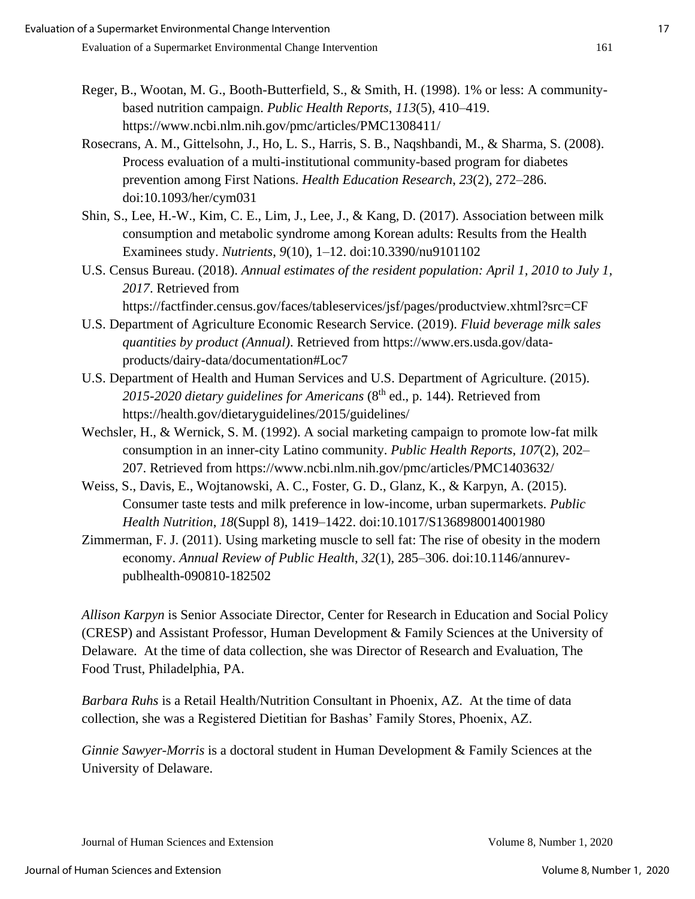Reger, B., Wootan, M. G., Booth-Butterfield, S., & Smith, H. (1998). 1% or less: A community-based nutrition campaign. *Public Health Reports*, *113*(5), 410–419. https://www.ncbi.nlm.nih.gov/pmc/articles/PMC1308411/

Rosecrans, A. M., Gittelsohn, J., Ho, L. S., Harris, S. B., Naqshbandi, M., & Sharma, S. (2008). Process evaluation of a multi-institutional community-based program for diabetes prevention among First Nations. *Health Education Research*, *23*(2), 272–286. doi:10.1093/her/cym031

Shin, S., Lee, H.-W., Kim, C. E., Lim, J., Lee, J., & Kang, D. (2017). Association between milk consumption and metabolic syndrome among Korean adults: Results from the Health Examinees study. *Nutrients*, *9*(10), 1–12. doi:10.3390/nu9101102

U.S. Census Bureau. (2018). *Annual estimates of the resident population: April 1, 2010 to July 1, 2017*. Retrieved from https://factfinder.census.gov/faces/tableservices/jsf/pages/productview.xhtml?src=CF

U.S. Department of Agriculture Economic Research Service. (2019). *Fluid beverage milk sales quantities by product (Annual)*. Retrieved from https://www.ers.usda.gov/data-products/dairy-data/documentation#Loc7

U.S. Department of Health and Human Services and U.S. Department of Agriculture. (2015). *2015-2020 dietary guidelines for Americans* (8th ed., p. 144). Retrieved from https://health.gov/dietaryguidelines/2015/guidelines/

Wechsler, H., & Wernick, S. M. (1992). A social marketing campaign to promote low-fat milk consumption in an inner-city Latino community. *Public Health Reports*, *107*(2), 202–207. Retrieved from https://www.ncbi.nlm.nih.gov/pmc/articles/PMC1403632/

Weiss, S., Davis, E., Wojtanowski, A. C., Foster, G. D., Glanz, K., & Karpyn, A. (2015). Consumer taste tests and milk preference in low-income, urban supermarkets. *Public Health Nutrition*, *18*(Suppl 8), 1419–1422. doi:10.1017/S1368980014001980

Zimmerman, F. J. (2011). Using marketing muscle to sell fat: The rise of obesity in the modern economy. *Annual Review of Public Health*, *32*(1), 285–306. doi:10.1146/annurev-publhealth-090810-182502

*Allison Karpyn* is Senior Associate Director, Center for Research in Education and Social Policy (CRESP) and Assistant Professor, Human Development & Family Sciences at the University of Delaware. At the time of data collection, she was Director of Research and Evaluation, The Food Trust, Philadelphia, PA.

*Barbara Ruhs* is a Retail Health/Nutrition Consultant in Phoenix, AZ. At the time of data collection, she was a Registered Dietitian for Bashas' Family Stores, Phoenix, AZ.

*Ginnie Sawyer-Morris* is a doctoral student in Human Development & Family Sciences at the University of Delaware.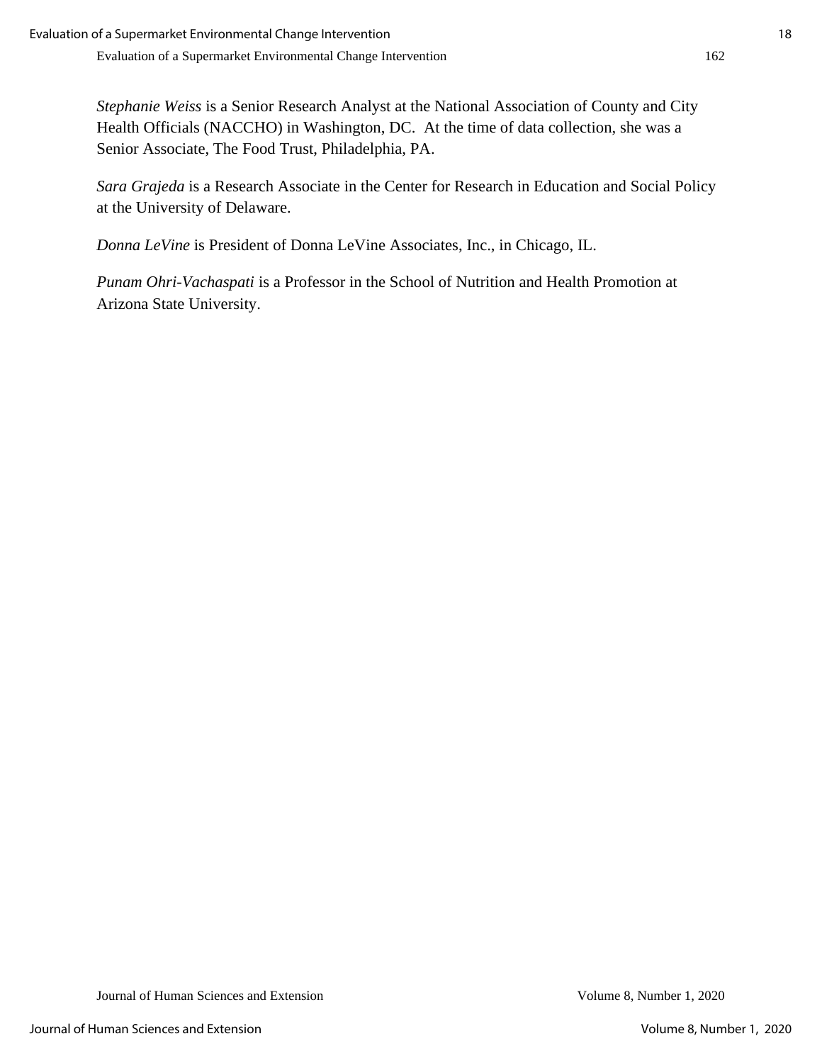*Stephanie Weiss* is a Senior Research Analyst at the National Association of County and City Health Officials (NACCHO) in Washington, DC. At the time of data collection, she was a Senior Associate, The Food Trust, Philadelphia, PA.

*Sara Grajeda* is a Research Associate in the Center for Research in Education and Social Policy at the University of Delaware.

*Donna LeVine* is President of Donna LeVine Associates, Inc., in Chicago, IL.

*Punam Ohri-Vachaspati* is a Professor in the School of Nutrition and Health Promotion at Arizona State University.